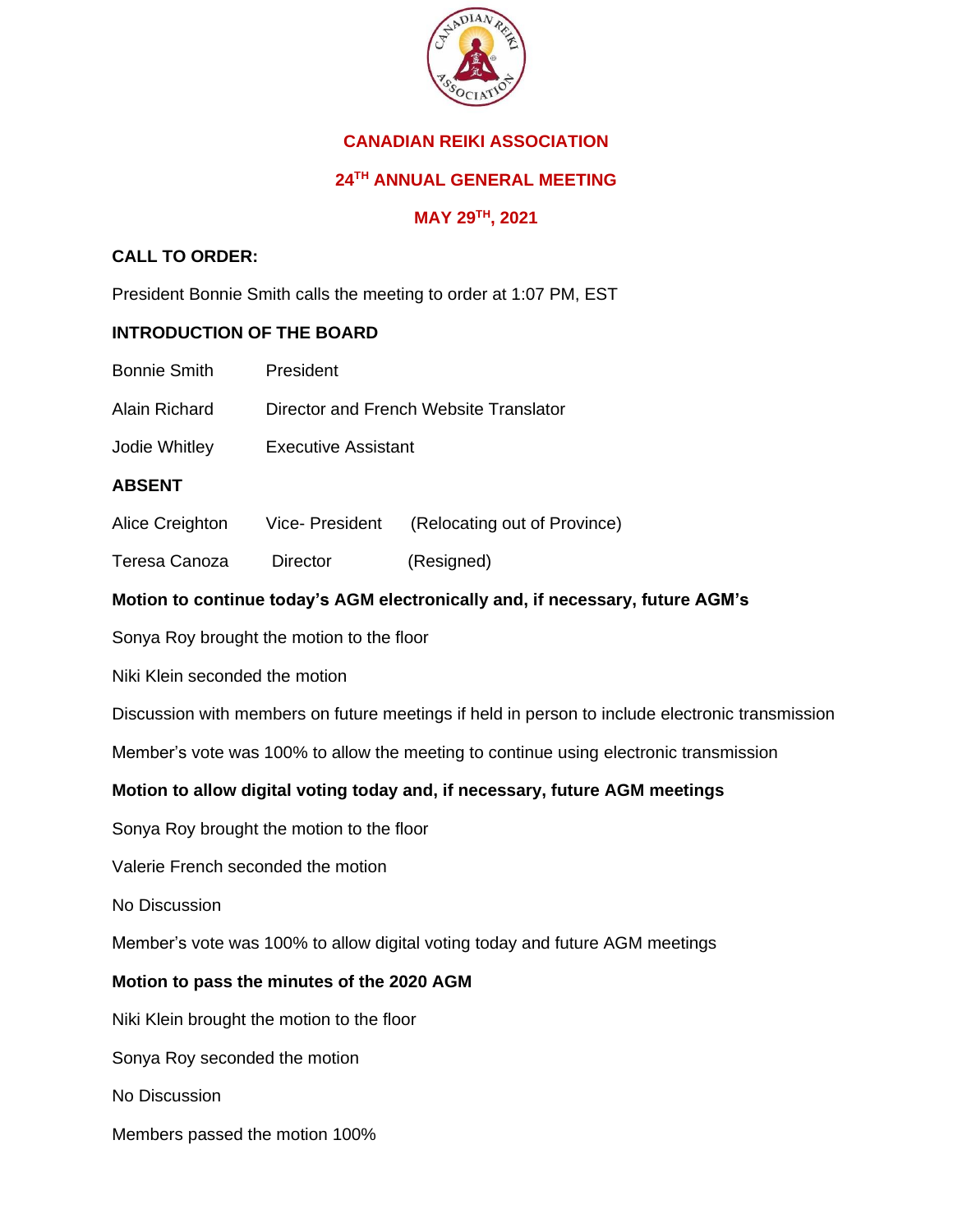# CANADIAN REIKI ASSOCIATION

## 24TH ANNUAL GENERAL MEETING

## MAY 29TH, 2021

**CALL TO ORDER:**

President Bonnie Smith calls the meeting to order at 1:07 PM, EST

**INTRODUCTION OF THE BOARD**

| | |
|---|---|
| Bonnie Smith | President |
| Alain Richard | Director and French Website Translator |
| Jodie Whitley | Executive Assistant |

**ABSENT**

| | | |
|---|---|---|
| Alice Creighton | Vice- President | (Relocating out of Province) |
| Teresa Canoza | Director | (Resigned) |

**Motion to continue today's AGM electronically and, if necessary, future AGM's**

Sonya Roy brought the motion to the floor

Niki Klein seconded the motion

Discussion with members on future meetings if held in person to include electronic transmission

Member's vote was 100% to allow the meeting to continue using electronic transmission

**Motion to allow digital voting today and, if necessary, future AGM meetings**

Sonya Roy brought the motion to the floor

Valerie French seconded the motion

No Discussion

Member's vote was 100% to allow digital voting today and future AGM meetings

**Motion to pass the minutes of the 2020 AGM**

Niki Klein brought the motion to the floor

Sonya Roy seconded the motion

No Discussion

Members passed the motion 100%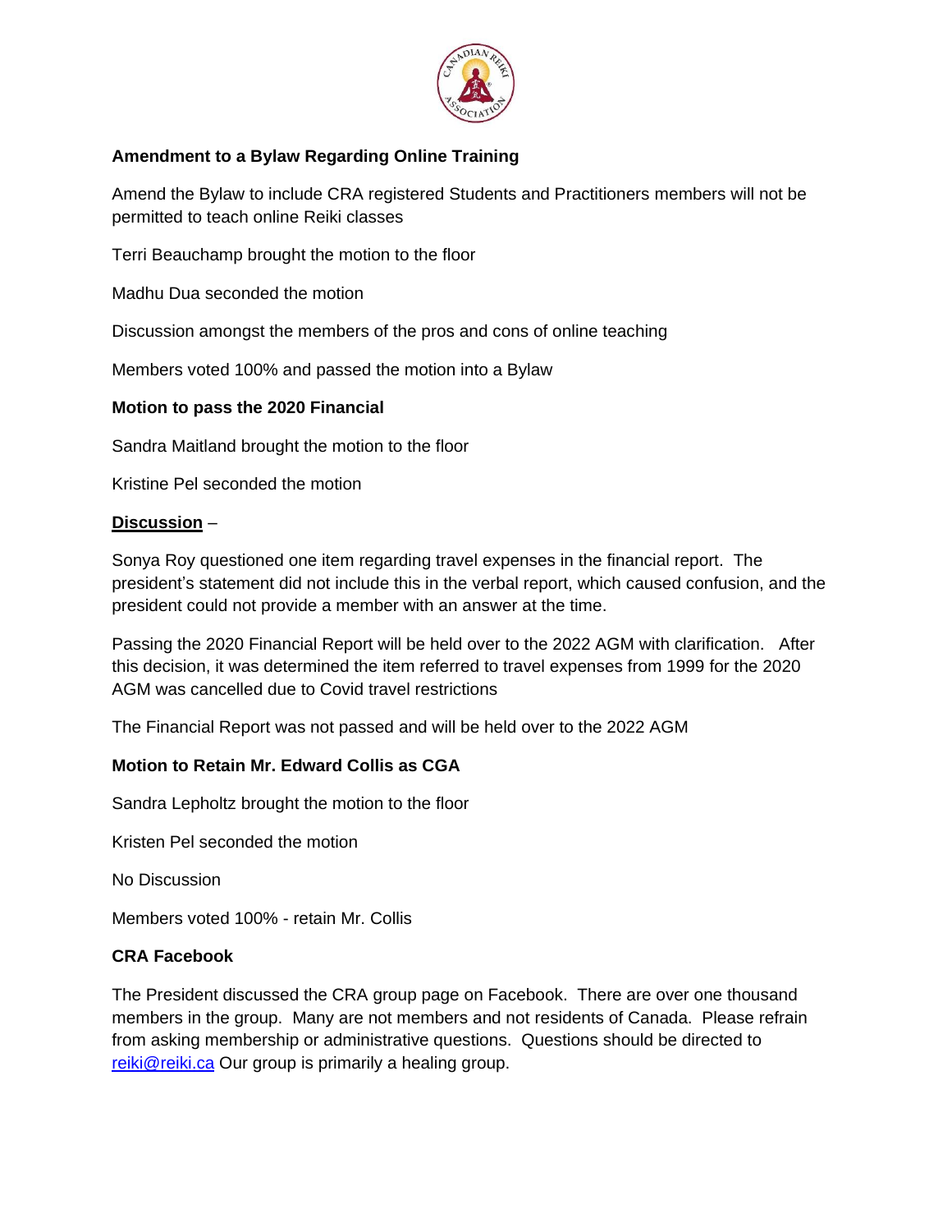**Amendment to a Bylaw Regarding Online Training**

Amend the Bylaw to include CRA registered Students and Practitioners members will not be permitted to teach online Reiki classes

Terri Beauchamp brought the motion to the floor

Madhu Dua seconded the motion

Discussion amongst the members of the pros and cons of online teaching

Members voted 100% and passed the motion into a Bylaw

**Motion to pass the 2020 Financial**

Sandra Maitland brought the motion to the floor

Kristine Pel seconded the motion

**<u>Discussion</u>** –

Sonya Roy questioned one item regarding travel expenses in the financial report. The president's statement did not include this in the verbal report, which caused confusion, and the president could not provide a member with an answer at the time.

Passing the 2020 Financial Report will be held over to the 2022 AGM with clarification. After this decision, it was determined the item referred to travel expenses from 1999 for the 2020 AGM was cancelled due to Covid travel restrictions

The Financial Report was not passed and will be held over to the 2022 AGM

**Motion to Retain Mr. Edward Collis as CGA**

Sandra Lepholtz brought the motion to the floor

Kristen Pel seconded the motion

No Discussion

Members voted 100% - retain Mr. Collis

**CRA Facebook**

The President discussed the CRA group page on Facebook. There are over one thousand members in the group. Many are not members and not residents of Canada. Please refrain from asking membership or administrative questions. Questions should be directed to reiki@reiki.ca Our group is primarily a healing group.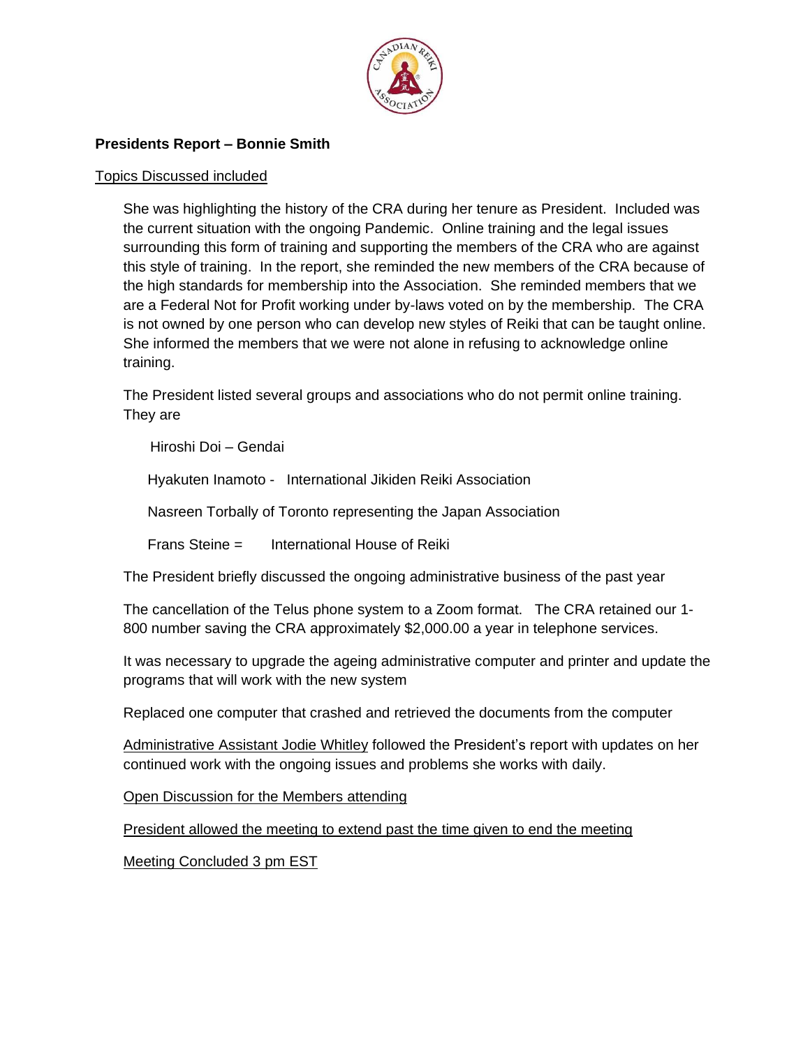**Presidents Report – Bonnie Smith**

Topics Discussed included

She was highlighting the history of the CRA during her tenure as President. Included was the current situation with the ongoing Pandemic. Online training and the legal issues surrounding this form of training and supporting the members of the CRA who are against this style of training. In the report, she reminded the new members of the CRA because of the high standards for membership into the Association. She reminded members that we are a Federal Not for Profit working under by-laws voted on by the membership. The CRA is not owned by one person who can develop new styles of Reiki that can be taught online. She informed the members that we were not alone in refusing to acknowledge online training.

The President listed several groups and associations who do not permit online training. They are

Hiroshi Doi – Gendai

Hyakuten Inamoto - International Jikiden Reiki Association

Nasreen Torbally of Toronto representing the Japan Association

Frans Steine = International House of Reiki

The President briefly discussed the ongoing administrative business of the past year

The cancellation of the Telus phone system to a Zoom format. The CRA retained our 1-800 number saving the CRA approximately $2,000.00 a year in telephone services.

It was necessary to upgrade the ageing administrative computer and printer and update the programs that will work with the new system

Replaced one computer that crashed and retrieved the documents from the computer

Administrative Assistant Jodie Whitley followed the President's report with updates on her continued work with the ongoing issues and problems she works with daily.

Open Discussion for the Members attending

President allowed the meeting to extend past the time given to end the meeting

Meeting Concluded 3 pm EST